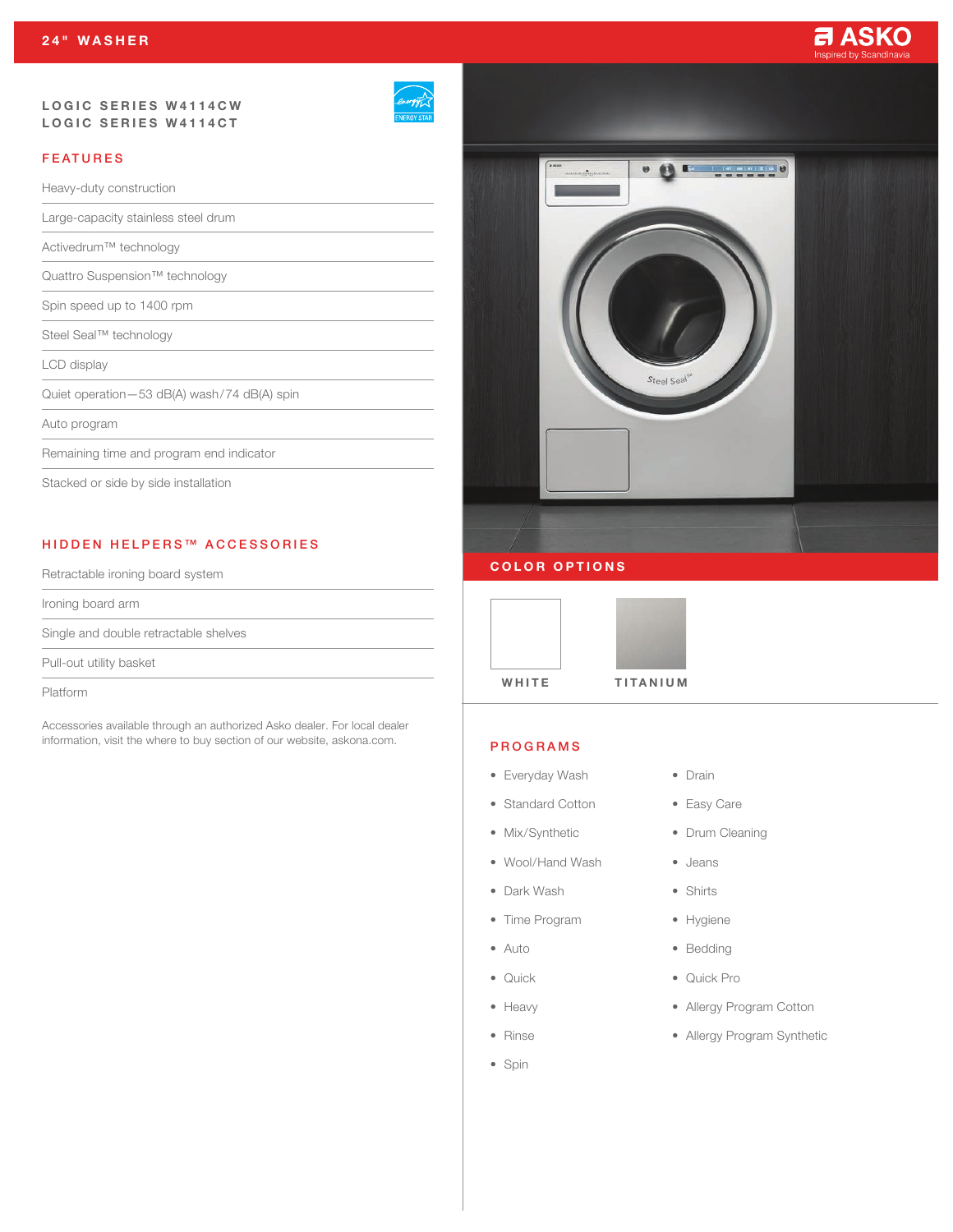# 24" WASHER

ASKO
Inspired by Scandinavia

## LOGIC SERIES W4114CW
## LOGIC SERIES W4114CT

### FEATURES

- Heavy-duty construction
- Large-capacity stainless steel drum
- Activedrum™ technology
- Quattro Suspension™ technology
- Spin speed up to 1400 rpm
- Steel Seal™ technology
- LCD display
- Quiet operation—53 dB(A) wash/74 dB(A) spin
- Auto program
- Remaining time and program end indicator
- Stacked or side by side installation

### HIDDEN HELPERS™ ACCESSORIES

- Retractable ironing board system
- Ironing board arm
- Single and double retractable shelves
- Pull-out utility basket
- Platform

Accessories available through an authorized Asko dealer. For local dealer information, visit the where to buy section of our website, askona.com.

### COLOR OPTIONS

WHITE

TITANIUM

### PROGRAMS

- Everyday Wash
- Standard Cotton
- Mix/Synthetic
- Wool/Hand Wash
- Dark Wash
- Time Program
- Auto
- Quick
- Heavy
- Rinse
- Spin
- Drain
- Easy Care
- Drum Cleaning
- Jeans
- Shirts
- Hygiene
- Bedding
- Quick Pro
- Allergy Program Cotton
- Allergy Program Synthetic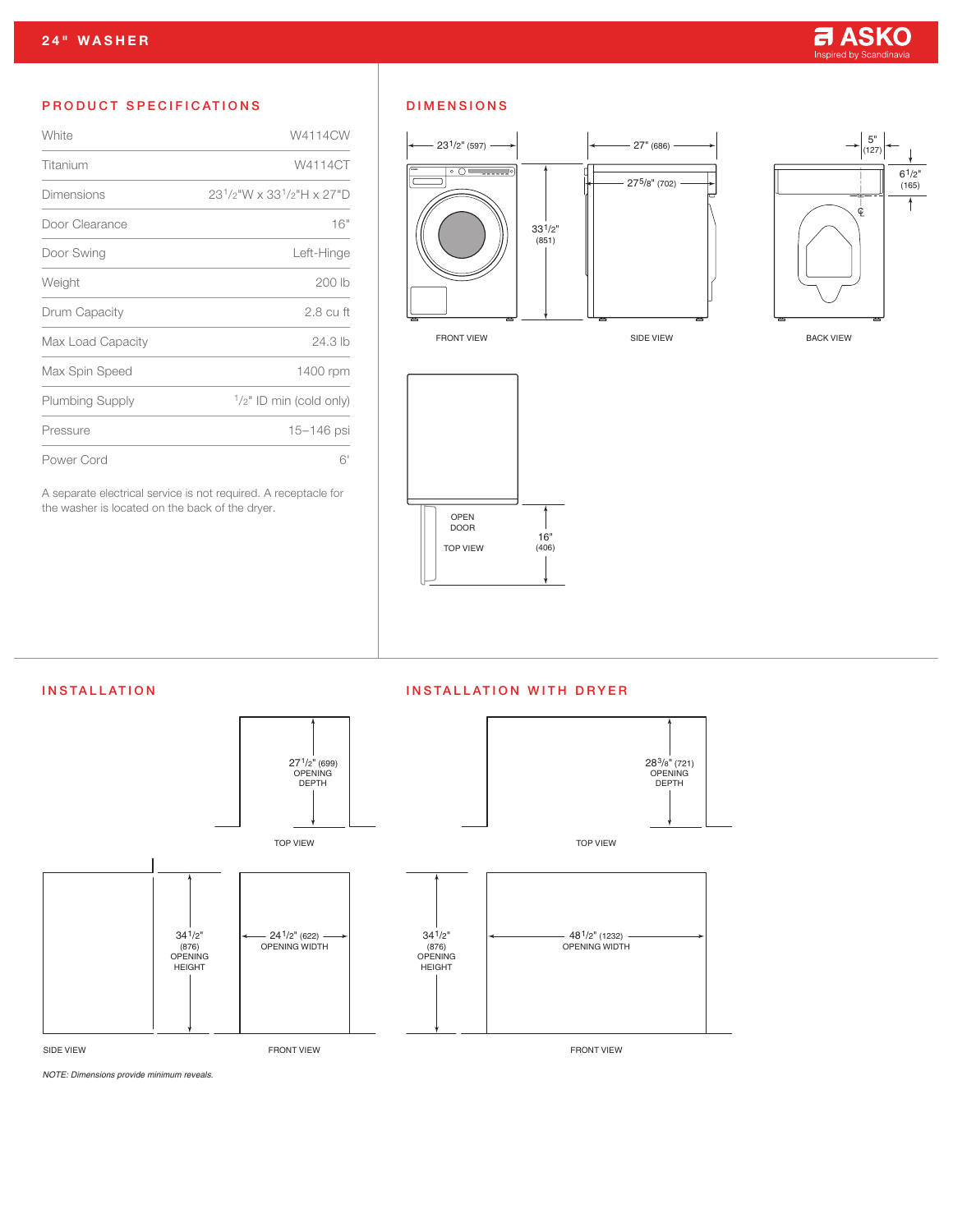# 24" WASHER

ASKO
Inspired by Scandinavia

## PRODUCT SPECIFICATIONS

| | |
|---|---|
| White | W4114CW |
| Titanium | W4114CT |
| Dimensions | 23 1/2"W x 33 1/2"H x 27"D |
| Door Clearance | 16" |
| Door Swing | Left-Hinge |
| Weight | 200 lb |
| Drum Capacity | 2.8 cu ft |
| Max Load Capacity | 24.3 lb |
| Max Spin Speed | 1400 rpm |
| Plumbing Supply | 1/2" ID min (cold only) |
| Pressure | 15–146 psi |
| Power Cord | 6' |

A separate electrical service is not required. A receptacle for the washer is located on the back of the dryer.

## DIMENSIONS

23 1/2" (597)
33 1/2" (851)
FRONT VIEW

27" (686)
27 5/8" (702)
SIDE VIEW

5" (127)
6 1/2" (165)
BACK VIEW

OPEN DOOR
TOP VIEW
16" (406)

## INSTALLATION

27 1/2" (699) OPENING DEPTH
TOP VIEW

34 1/2" (876) OPENING HEIGHT
SIDE VIEW

24 1/2" (622) OPENING WIDTH
FRONT VIEW

*NOTE: Dimensions provide minimum reveals.*

## INSTALLATION WITH DRYER

28 3/8" (721) OPENING DEPTH
TOP VIEW

34 1/2" (876) OPENING HEIGHT

48 1/2" (1232) OPENING WIDTH
FRONT VIEW